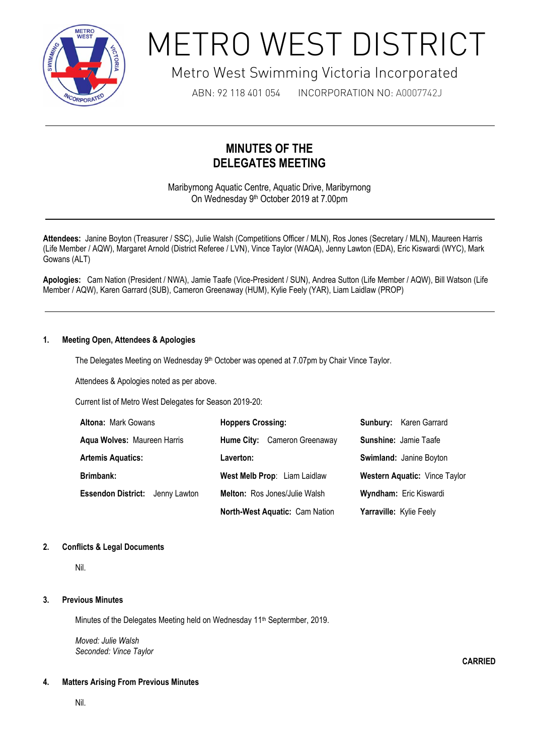// METRO WEST DISTRICT

Metro West Swimming Victoria Incorporated

ABN: 92 118 401 054 INCORPORATION NO: A0007742J

# MINUTES OF THE DELEGATES MEETING

Maribyrnong Aquatic Centre, Aquatic Drive, Maribyrnong
On Wednesday 9th October 2019 at 7.00pm

**Attendees:** Janine Boyton (Treasurer / SSC), Julie Walsh (Competitions Officer / MLN), Ros Jones (Secretary / MLN), Maureen Harris (Life Member / AQW), Margaret Arnold (District Referee / LVN), Vince Taylor (WAQA), Jenny Lawton (EDA), Eric Kiswardi (WYC), Mark Gowans (ALT)

**Apologies:** Cam Nation (President / NWA), Jamie Taafe (Vice-President / SUN), Andrea Sutton (Life Member / AQW), Bill Watson (Life Member / AQW), Karen Garrard (SUB), Cameron Greenaway (HUM), Kylie Feely (YAR), Liam Laidlaw (PROP)

## 1. Meeting Open, Attendees & Apologies

The Delegates Meeting on Wednesday 9th October was opened at 7.07pm by Chair Vince Taylor.

Attendees & Apologies noted as per above.

Current list of Metro West Delegates for Season 2019-20:

| | | |
|---|---|---|
| **Altona:** Mark Gowans | **Hoppers Crossing:** | **Sunbury:** Karen Garrard |
| **Aqua Wolves:** Maureen Harris | **Hume City:** Cameron Greenaway | **Sunshine:** Jamie Taafe |
| **Artemis Aquatics:** | **Laverton:** | **Swimland:** Janine Boyton |
| **Brimbank:** | **West Melb Prop:** Liam Laidlaw | **Western Aquatic:** Vince Taylor |
| **Essendon District:** Jenny Lawton | **Melton:** Ros Jones/Julie Walsh | **Wyndham:** Eric Kiswardi |
| | **North-West Aquatic:** Cam Nation | **Yarraville:** Kylie Feely |

## 2. Conflicts & Legal Documents

Nil.

## 3. Previous Minutes

Minutes of the Delegates Meeting held on Wednesday 11th Septermber, 2019.

*Moved: Julie Walsh*
*Seconded: Vince Taylor*

**CARRIED**

## 4. Matters Arising From Previous Minutes

Nil.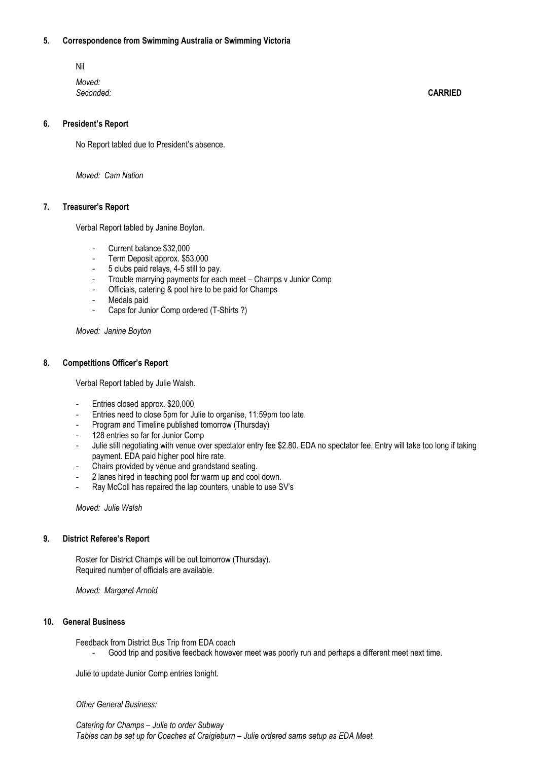## 5. Correspondence from Swimming Australia or Swimming Victoria

Nil

*Moved:*
*Seconded:* **CARRIED**

## 6. President's Report

No Report tabled due to President's absence.

*Moved: Cam Nation*

## 7. Treasurer's Report

Verbal Report tabled by Janine Boyton.

- Current balance $32,000
- Term Deposit approx. $53,000
- 5 clubs paid relays, 4-5 still to pay.
- Trouble marrying payments for each meet – Champs v Junior Comp
- Officials, catering & pool hire to be paid for Champs
- Medals paid
- Caps for Junior Comp ordered (T-Shirts ?)

*Moved: Janine Boyton*

## 8. Competitions Officer's Report

Verbal Report tabled by Julie Walsh.

- Entries closed approx. $20,000
- Entries need to close 5pm for Julie to organise, 11:59pm too late.
- Program and Timeline published tomorrow (Thursday)
- 128 entries so far for Junior Comp
- Julie still negotiating with venue over spectator entry fee $2.80. EDA no spectator fee. Entry will take too long if taking payment. EDA paid higher pool hire rate.
- Chairs provided by venue and grandstand seating.
- 2 lanes hired in teaching pool for warm up and cool down.
- Ray McColl has repaired the lap counters, unable to use SV's

*Moved: Julie Walsh*

## 9. District Referee's Report

Roster for District Champs will be out tomorrow (Thursday).
Required number of officials are available.

*Moved: Margaret Arnold*

## 10. General Business

Feedback from District Bus Trip from EDA coach

- Good trip and positive feedback however meet was poorly run and perhaps a different meet next time.

Julie to update Junior Comp entries tonight.

*Other General Business:*

*Catering for Champs – Julie to order Subway*
*Tables can be set up for Coaches at Craigieburn – Julie ordered same setup as EDA Meet.*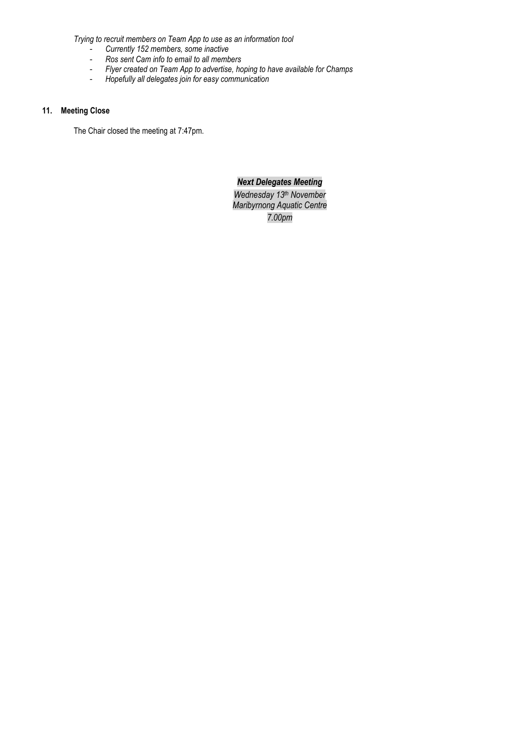*Trying to recruit members on Team App to use as an information tool*

- *Currently 152 members, some inactive*
- *Ros sent Cam info to email to all members*
- *Flyer created on Team App to advertise, hoping to have available for Champs*
- *Hopefully all delegates join for easy communication*

**11. Meeting Close**

The Chair closed the meeting at 7:47pm.

***Next Delegates Meeting***

*Wednesday 13th November*
*Maribyrnong Aquatic Centre*
*7.00pm*